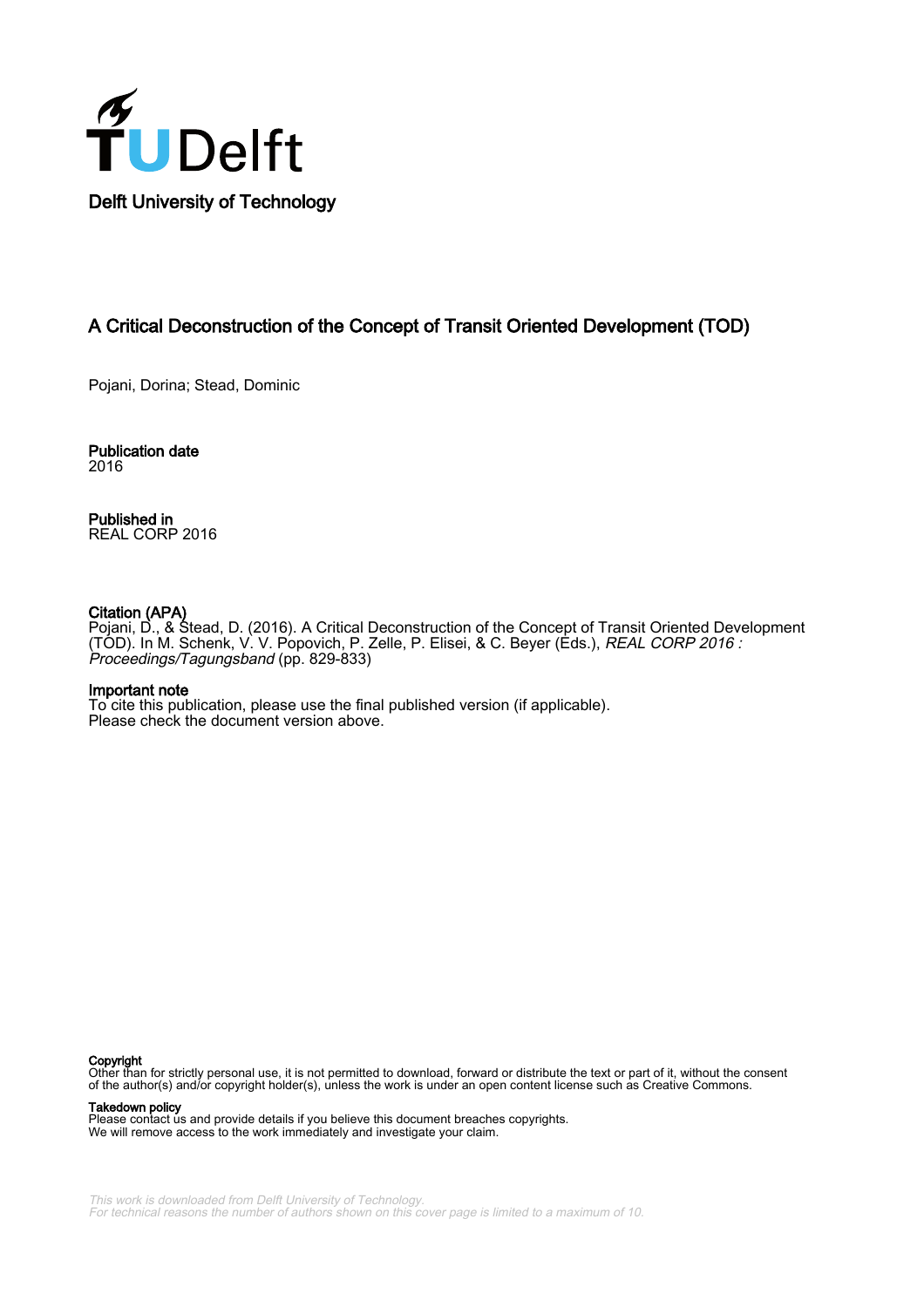Delft University of Technology

# A Critical Deconstruction of the Concept of Transit Oriented Development (TOD)

Pojani, Dorina; Stead, Dominic

**Publication date**
2016

**Published in**
REAL CORP 2016

**Citation (APA)**
Pojani, D., & Stead, D. (2016). A Critical Deconstruction of the Concept of Transit Oriented Development (TOD). In M. Schenk, V. V. Popovich, P. Zelle, P. Elisei, & C. Beyer (Eds.), *REAL CORP 2016 : Proceedings/Tagungsband* (pp. 829-833)

**Important note**
To cite this publication, please use the final published version (if applicable).
Please check the document version above.

**Copyright**
Other than for strictly personal use, it is not permitted to download, forward or distribute the text or part of it, without the consent of the author(s) and/or copyright holder(s), unless the work is under an open content license such as Creative Commons.

**Takedown policy**
Please contact us and provide details if you believe this document breaches copyrights.
We will remove access to the work immediately and investigate your claim.

*This work is downloaded from Delft University of Technology.*
*For technical reasons the number of authors shown on this cover page is limited to a maximum of 10.*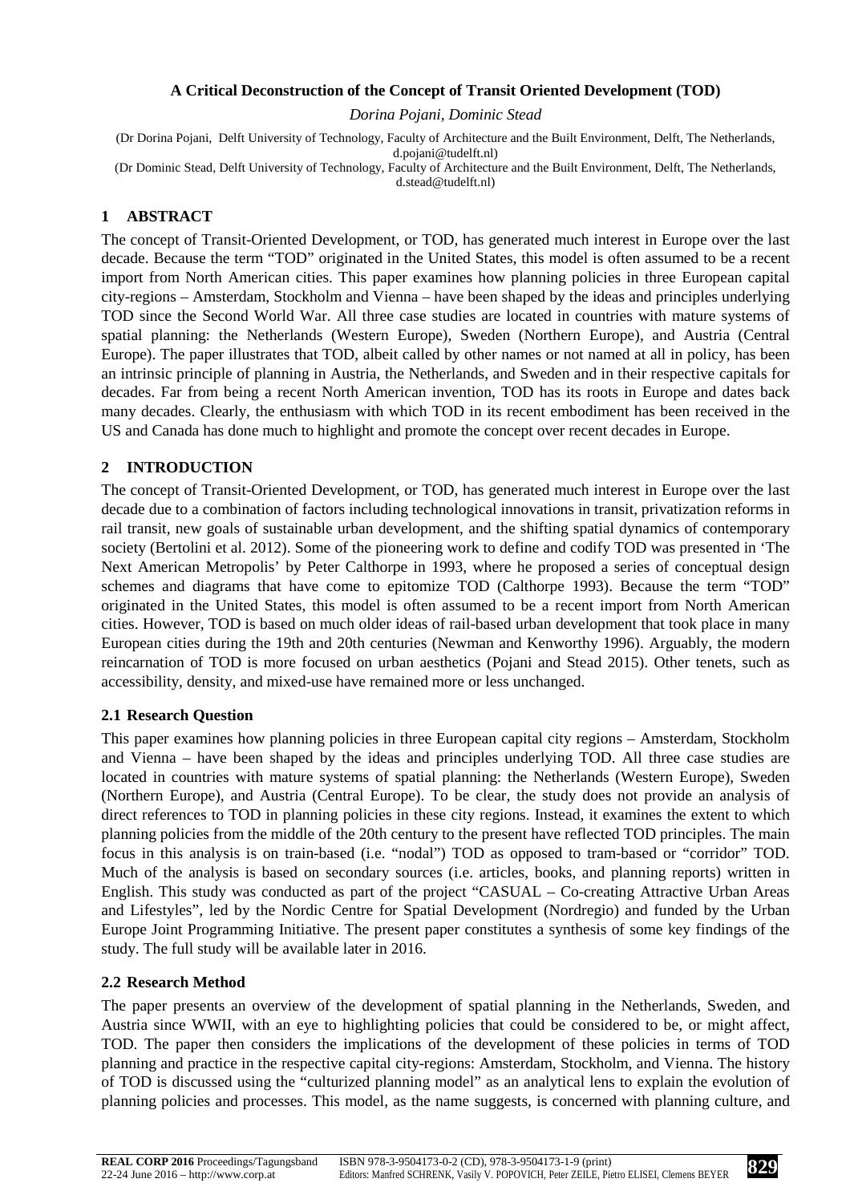### A Critical Deconstruction of the Concept of Transit Oriented Development (TOD)

*Dorina Pojani, Dominic Stead*

(Dr Dorina Pojani, Delft University of Technology, Faculty of Architecture and the Built Environment, Delft, The Netherlands, d.pojani@tudelft.nl)
(Dr Dominic Stead, Delft University of Technology, Faculty of Architecture and the Built Environment, Delft, The Netherlands, d.stead@tudelft.nl)

## 1 ABSTRACT

The concept of Transit-Oriented Development, or TOD, has generated much interest in Europe over the last decade. Because the term "TOD" originated in the United States, this model is often assumed to be a recent import from North American cities. This paper examines how planning policies in three European capital city-regions – Amsterdam, Stockholm and Vienna – have been shaped by the ideas and principles underlying TOD since the Second World War. All three case studies are located in countries with mature systems of spatial planning: the Netherlands (Western Europe), Sweden (Northern Europe), and Austria (Central Europe). The paper illustrates that TOD, albeit called by other names or not named at all in policy, has been an intrinsic principle of planning in Austria, the Netherlands, and Sweden and in their respective capitals for decades. Far from being a recent North American invention, TOD has its roots in Europe and dates back many decades. Clearly, the enthusiasm with which TOD in its recent embodiment has been received in the US and Canada has done much to highlight and promote the concept over recent decades in Europe.

## 2 INTRODUCTION

The concept of Transit-Oriented Development, or TOD, has generated much interest in Europe over the last decade due to a combination of factors including technological innovations in transit, privatization reforms in rail transit, new goals of sustainable urban development, and the shifting spatial dynamics of contemporary society (Bertolini et al. 2012). Some of the pioneering work to define and codify TOD was presented in 'The Next American Metropolis' by Peter Calthorpe in 1993, where he proposed a series of conceptual design schemes and diagrams that have come to epitomize TOD (Calthorpe 1993). Because the term "TOD" originated in the United States, this model is often assumed to be a recent import from North American cities. However, TOD is based on much older ideas of rail-based urban development that took place in many European cities during the 19th and 20th centuries (Newman and Kenworthy 1996). Arguably, the modern reincarnation of TOD is more focused on urban aesthetics (Pojani and Stead 2015). Other tenets, such as accessibility, density, and mixed-use have remained more or less unchanged.

### 2.1 Research Question

This paper examines how planning policies in three European capital city regions – Amsterdam, Stockholm and Vienna – have been shaped by the ideas and principles underlying TOD. All three case studies are located in countries with mature systems of spatial planning: the Netherlands (Western Europe), Sweden (Northern Europe), and Austria (Central Europe). To be clear, the study does not provide an analysis of direct references to TOD in planning policies in these city regions. Instead, it examines the extent to which planning policies from the middle of the 20th century to the present have reflected TOD principles. The main focus in this analysis is on train-based (i.e. "nodal") TOD as opposed to tram-based or "corridor" TOD. Much of the analysis is based on secondary sources (i.e. articles, books, and planning reports) written in English. This study was conducted as part of the project "CASUAL – Co-creating Attractive Urban Areas and Lifestyles", led by the Nordic Centre for Spatial Development (Nordregio) and funded by the Urban Europe Joint Programming Initiative. The present paper constitutes a synthesis of some key findings of the study. The full study will be available later in 2016.

### 2.2 Research Method

The paper presents an overview of the development of spatial planning in the Netherlands, Sweden, and Austria since WWII, with an eye to highlighting policies that could be considered to be, or might affect, TOD. The paper then considers the implications of the development of these policies in terms of TOD planning and practice in the respective capital city-regions: Amsterdam, Stockholm, and Vienna. The history of TOD is discussed using the "culturized planning model" as an analytical lens to explain the evolution of planning policies and processes. This model, as the name suggests, is concerned with planning culture, and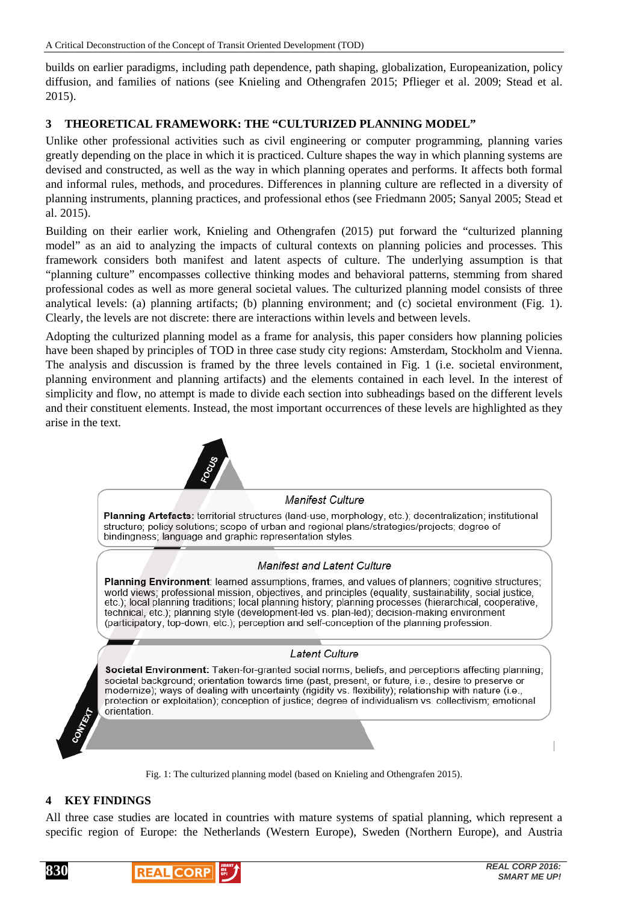builds on earlier paradigms, including path dependence, path shaping, globalization, Europeanization, policy diffusion, and families of nations (see Knieling and Othengrafen 2015; Pflieger et al. 2009; Stead et al. 2015).

## 3 THEORETICAL FRAMEWORK: THE "CULTURIZED PLANNING MODEL"

Unlike other professional activities such as civil engineering or computer programming, planning varies greatly depending on the place in which it is practiced. Culture shapes the way in which planning systems are devised and constructed, as well as the way in which planning operates and performs. It affects both formal and informal rules, methods, and procedures. Differences in planning culture are reflected in a diversity of planning instruments, planning practices, and professional ethos (see Friedmann 2005; Sanyal 2005; Stead et al. 2015).

Building on their earlier work, Knieling and Othengrafen (2015) put forward the "culturized planning model" as an aid to analyzing the impacts of cultural contexts on planning policies and processes. This framework considers both manifest and latent aspects of culture. The underlying assumption is that "planning culture" encompasses collective thinking modes and behavioral patterns, stemming from shared professional codes as well as more general societal values. The culturized planning model consists of three analytical levels: (a) planning artifacts; (b) planning environment; and (c) societal environment (Fig. 1). Clearly, the levels are not discrete: there are interactions within levels and between levels.

Adopting the culturized planning model as a frame for analysis, this paper considers how planning policies have been shaped by principles of TOD in three case study city regions: Amsterdam, Stockholm and Vienna. The analysis and discussion is framed by the three levels contained in Fig. 1 (i.e. societal environment, planning environment and planning artifacts) and the elements contained in each level. In the interest of simplicity and flow, no attempt is made to divide each section into subheadings based on the different levels and their constituent elements. Instead, the most important occurrences of these levels are highlighted as they arise in the text.

FOCUS

*Manifest Culture*

**Planning Artefacts:** territorial structures (land-use, morphology, etc.); decentralization; institutional structure; policy solutions; scope of urban and regional plans/strategies/projects; degree of bindingness; language and graphic representation styles.

*Manifest and Latent Culture*

**Planning Environment**: learned assumptions, frames, and values of planners; cognitive structures; world views; professional mission, objectives, and principles (equality, sustainability, social justice, etc.); local planning traditions; local planning history; planning processes (hierarchical, cooperative, technical, etc.); planning style (development-led vs. plan-led); decision-making environment (participatory, top-down, etc.); perception and self-conception of the planning profession.

*Latent Culture*

**Societal Environment:** Taken-for-granted social norms, beliefs, and perceptions affecting planning; societal background; orientation towards time (past, present, or future, i.e., desire to preserve or modernize); ways of dealing with uncertainty (rigidity vs. flexibility); relationship with nature (i.e., protection or exploitation); conception of justice; degree of individualism vs. collectivism; emotional orientation.

CONTEXT

Fig. 1: The culturized planning model (based on Knieling and Othengrafen 2015).

## 4 KEY FINDINGS

All three case studies are located in countries with mature systems of spatial planning, which represent a specific region of Europe: the Netherlands (Western Europe), Sweden (Northern Europe), and Austria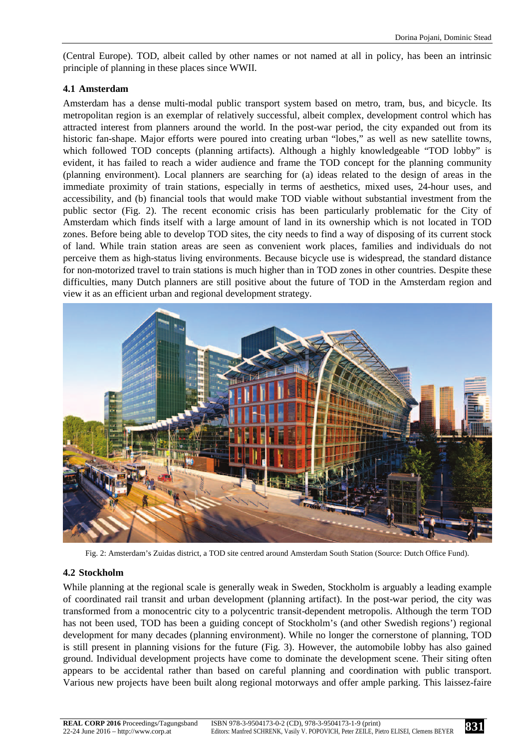(Central Europe). TOD, albeit called by other names or not named at all in policy, has been an intrinsic principle of planning in these places since WWII.

### 4.1 Amsterdam

Amsterdam has a dense multi-modal public transport system based on metro, tram, bus, and bicycle. Its metropolitan region is an exemplar of relatively successful, albeit complex, development control which has attracted interest from planners around the world. In the post-war period, the city expanded out from its historic fan-shape. Major efforts were poured into creating urban "lobes," as well as new satellite towns, which followed TOD concepts (planning artifacts). Although a highly knowledgeable "TOD lobby" is evident, it has failed to reach a wider audience and frame the TOD concept for the planning community (planning environment). Local planners are searching for (a) ideas related to the design of areas in the immediate proximity of train stations, especially in terms of aesthetics, mixed uses, 24-hour uses, and accessibility, and (b) financial tools that would make TOD viable without substantial investment from the public sector (Fig. 2). The recent economic crisis has been particularly problematic for the City of Amsterdam which finds itself with a large amount of land in its ownership which is not located in TOD zones. Before being able to develop TOD sites, the city needs to find a way of disposing of its current stock of land. While train station areas are seen as convenient work places, families and individuals do not perceive them as high-status living environments. Because bicycle use is widespread, the standard distance for non-motorized travel to train stations is much higher than in TOD zones in other countries. Despite these difficulties, many Dutch planners are still positive about the future of TOD in the Amsterdam region and view it as an efficient urban and regional development strategy.

Fig. 2: Amsterdam's Zuidas district, a TOD site centred around Amsterdam South Station (Source: Dutch Office Fund).

### 4.2 Stockholm

While planning at the regional scale is generally weak in Sweden, Stockholm is arguably a leading example of coordinated rail transit and urban development (planning artifact). In the post-war period, the city was transformed from a monocentric city to a polycentric transit-dependent metropolis. Although the term TOD has not been used, TOD has been a guiding concept of Stockholm's (and other Swedish regions') regional development for many decades (planning environment). While no longer the cornerstone of planning, TOD is still present in planning visions for the future (Fig. 3). However, the automobile lobby has also gained ground. Individual development projects have come to dominate the development scene. Their siting often appears to be accidental rather than based on careful planning and coordination with public transport. Various new projects have been built along regional motorways and offer ample parking. This laissez-faire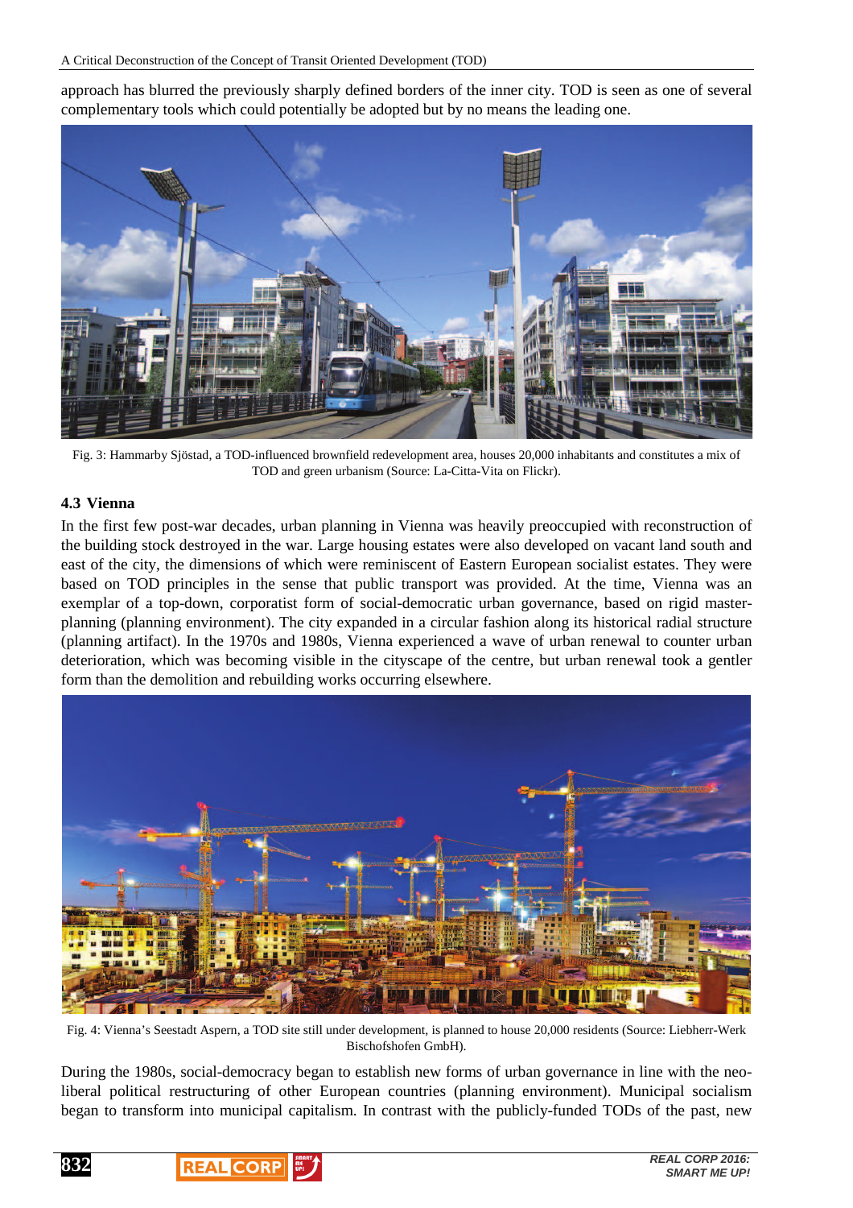approach has blurred the previously sharply defined borders of the inner city. TOD is seen as one of several complementary tools which could potentially be adopted but by no means the leading one.

Fig. 3: Hammarby Sjöstad, a TOD-influenced brownfield redevelopment area, houses 20,000 inhabitants and constitutes a mix of TOD and green urbanism (Source: La-Citta-Vita on Flickr).

### 4.3 Vienna

In the first few post-war decades, urban planning in Vienna was heavily preoccupied with reconstruction of the building stock destroyed in the war. Large housing estates were also developed on vacant land south and east of the city, the dimensions of which were reminiscent of Eastern European socialist estates. They were based on TOD principles in the sense that public transport was provided. At the time, Vienna was an exemplar of a top-down, corporatist form of social-democratic urban governance, based on rigid master-planning (planning environment). The city expanded in a circular fashion along its historical radial structure (planning artifact). In the 1970s and 1980s, Vienna experienced a wave of urban renewal to counter urban deterioration, which was becoming visible in the cityscape of the centre, but urban renewal took a gentler form than the demolition and rebuilding works occurring elsewhere.

Fig. 4: Vienna's Seestadt Aspern, a TOD site still under development, is planned to house 20,000 residents (Source: Liebherr-Werk Bischofshofen GmbH).

During the 1980s, social-democracy began to establish new forms of urban governance in line with the neo-liberal political restructuring of other European countries (planning environment). Municipal socialism began to transform into municipal capitalism. In contrast with the publicly-funded TODs of the past, new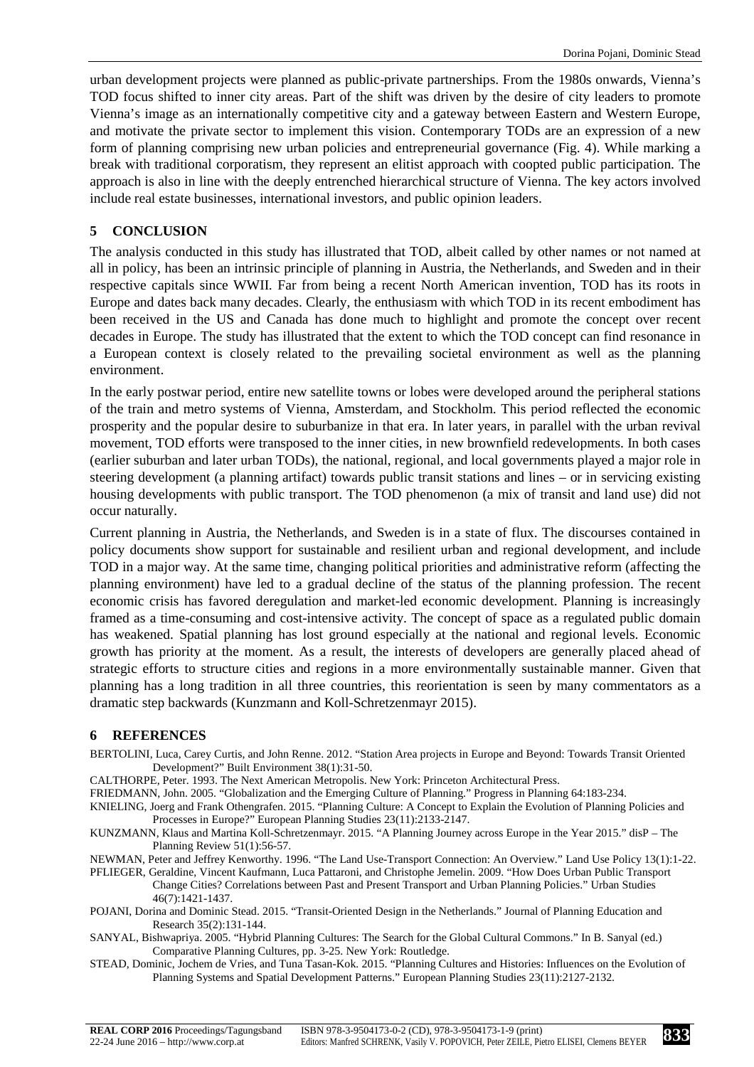urban development projects were planned as public-private partnerships. From the 1980s onwards, Vienna's TOD focus shifted to inner city areas. Part of the shift was driven by the desire of city leaders to promote Vienna's image as an internationally competitive city and a gateway between Eastern and Western Europe, and motivate the private sector to implement this vision. Contemporary TODs are an expression of a new form of planning comprising new urban policies and entrepreneurial governance (Fig. 4). While marking a break with traditional corporatism, they represent an elitist approach with coopted public participation. The approach is also in line with the deeply entrenched hierarchical structure of Vienna. The key actors involved include real estate businesses, international investors, and public opinion leaders.

## 5 CONCLUSION

The analysis conducted in this study has illustrated that TOD, albeit called by other names or not named at all in policy, has been an intrinsic principle of planning in Austria, the Netherlands, and Sweden and in their respective capitals since WWII. Far from being a recent North American invention, TOD has its roots in Europe and dates back many decades. Clearly, the enthusiasm with which TOD in its recent embodiment has been received in the US and Canada has done much to highlight and promote the concept over recent decades in Europe. The study has illustrated that the extent to which the TOD concept can find resonance in a European context is closely related to the prevailing societal environment as well as the planning environment.

In the early postwar period, entire new satellite towns or lobes were developed around the peripheral stations of the train and metro systems of Vienna, Amsterdam, and Stockholm. This period reflected the economic prosperity and the popular desire to suburbanize in that era. In later years, in parallel with the urban revival movement, TOD efforts were transposed to the inner cities, in new brownfield redevelopments. In both cases (earlier suburban and later urban TODs), the national, regional, and local governments played a major role in steering development (a planning artifact) towards public transit stations and lines – or in servicing existing housing developments with public transport. The TOD phenomenon (a mix of transit and land use) did not occur naturally.

Current planning in Austria, the Netherlands, and Sweden is in a state of flux. The discourses contained in policy documents show support for sustainable and resilient urban and regional development, and include TOD in a major way. At the same time, changing political priorities and administrative reform (affecting the planning environment) have led to a gradual decline of the status of the planning profession. The recent economic crisis has favored deregulation and market-led economic development. Planning is increasingly framed as a time-consuming and cost-intensive activity. The concept of space as a regulated public domain has weakened. Spatial planning has lost ground especially at the national and regional levels. Economic growth has priority at the moment. As a result, the interests of developers are generally placed ahead of strategic efforts to structure cities and regions in a more environmentally sustainable manner. Given that planning has a long tradition in all three countries, this reorientation is seen by many commentators as a dramatic step backwards (Kunzmann and Koll-Schretzenmayr 2015).

## 6 REFERENCES

BERTOLINI, Luca, Carey Curtis, and John Renne. 2012. "Station Area projects in Europe and Beyond: Towards Transit Oriented Development?" Built Environment 38(1):31-50.

CALTHORPE, Peter. 1993. The Next American Metropolis. New York: Princeton Architectural Press.

FRIEDMANN, John. 2005. "Globalization and the Emerging Culture of Planning." Progress in Planning 64:183-234.

KNIELING, Joerg and Frank Othengrafen. 2015. "Planning Culture: A Concept to Explain the Evolution of Planning Policies and Processes in Europe?" European Planning Studies 23(11):2133-2147.

KUNZMANN, Klaus and Martina Koll-Schretzenmayr. 2015. "A Planning Journey across Europe in the Year 2015." disP – The Planning Review 51(1):56-57.

NEWMAN, Peter and Jeffrey Kenworthy. 1996. "The Land Use-Transport Connection: An Overview." Land Use Policy 13(1):1-22.

PFLIEGER, Geraldine, Vincent Kaufmann, Luca Pattaroni, and Christophe Jemelin. 2009. "How Does Urban Public Transport Change Cities? Correlations between Past and Present Transport and Urban Planning Policies." Urban Studies 46(7):1421-1437.

POJANI, Dorina and Dominic Stead. 2015. "Transit-Oriented Design in the Netherlands." Journal of Planning Education and Research 35(2):131-144.

SANYAL, Bishwapriya. 2005. "Hybrid Planning Cultures: The Search for the Global Cultural Commons." In B. Sanyal (ed.) Comparative Planning Cultures, pp. 3-25. New York: Routledge.

STEAD, Dominic, Jochem de Vries, and Tuna Tasan-Kok. 2015. "Planning Cultures and Histories: Influences on the Evolution of Planning Systems and Spatial Development Patterns." European Planning Studies 23(11):2127-2132.